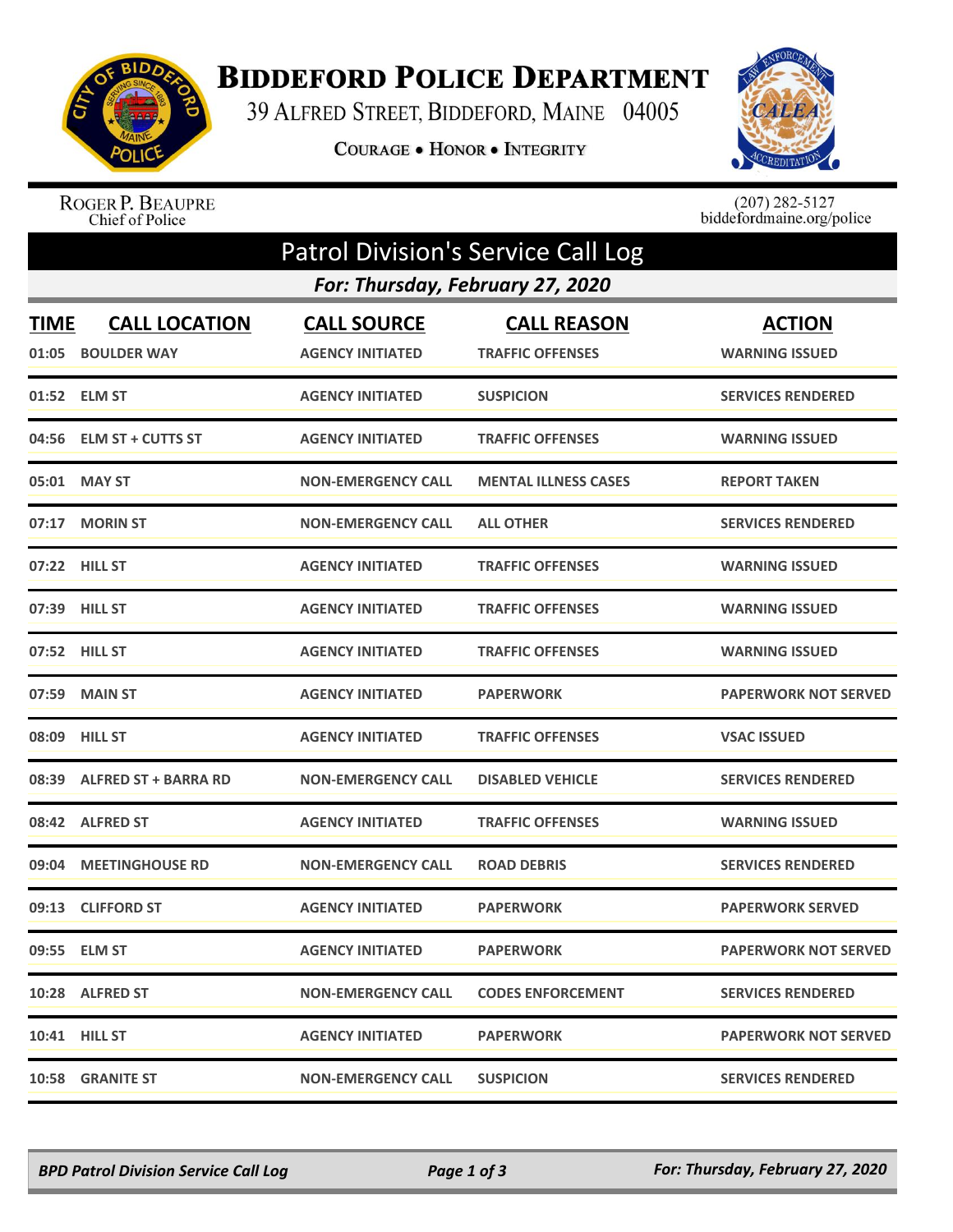# Biddeford Police Department

39 Alfred Street, Biddeford, Maine 04005

Courage • Honor • Integrity

Roger P. Beaupre
Chief of Police

(207) 282-5127
biddefordmaine.org/police

## Patrol Division's Service Call Log

### For: Thursday, February 27, 2020

| TIME | CALL LOCATION | CALL SOURCE | CALL REASON | ACTION |
|---|---|---|---|---|
| 01:05 | BOULDER WAY | AGENCY INITIATED | TRAFFIC OFFENSES | WARNING ISSUED |
| 01:52 | ELM ST | AGENCY INITIATED | SUSPICION | SERVICES RENDERED |
| 04:56 | ELM ST + CUTTS ST | AGENCY INITIATED | TRAFFIC OFFENSES | WARNING ISSUED |
| 05:01 | MAY ST | NON-EMERGENCY CALL | MENTAL ILLNESS CASES | REPORT TAKEN |
| 07:17 | MORIN ST | NON-EMERGENCY CALL | ALL OTHER | SERVICES RENDERED |
| 07:22 | HILL ST | AGENCY INITIATED | TRAFFIC OFFENSES | WARNING ISSUED |
| 07:39 | HILL ST | AGENCY INITIATED | TRAFFIC OFFENSES | WARNING ISSUED |
| 07:52 | HILL ST | AGENCY INITIATED | TRAFFIC OFFENSES | WARNING ISSUED |
| 07:59 | MAIN ST | AGENCY INITIATED | PAPERWORK | PAPERWORK NOT SERVED |
| 08:09 | HILL ST | AGENCY INITIATED | TRAFFIC OFFENSES | VSAC ISSUED |
| 08:39 | ALFRED ST + BARRA RD | NON-EMERGENCY CALL | DISABLED VEHICLE | SERVICES RENDERED |
| 08:42 | ALFRED ST | AGENCY INITIATED | TRAFFIC OFFENSES | WARNING ISSUED |
| 09:04 | MEETINGHOUSE RD | NON-EMERGENCY CALL | ROAD DEBRIS | SERVICES RENDERED |
| 09:13 | CLIFFORD ST | AGENCY INITIATED | PAPERWORK | PAPERWORK SERVED |
| 09:55 | ELM ST | AGENCY INITIATED | PAPERWORK | PAPERWORK NOT SERVED |
| 10:28 | ALFRED ST | NON-EMERGENCY CALL | CODES ENFORCEMENT | SERVICES RENDERED |
| 10:41 | HILL ST | AGENCY INITIATED | PAPERWORK | PAPERWORK NOT SERVED |
| 10:58 | GRANITE ST | NON-EMERGENCY CALL | SUSPICION | SERVICES RENDERED |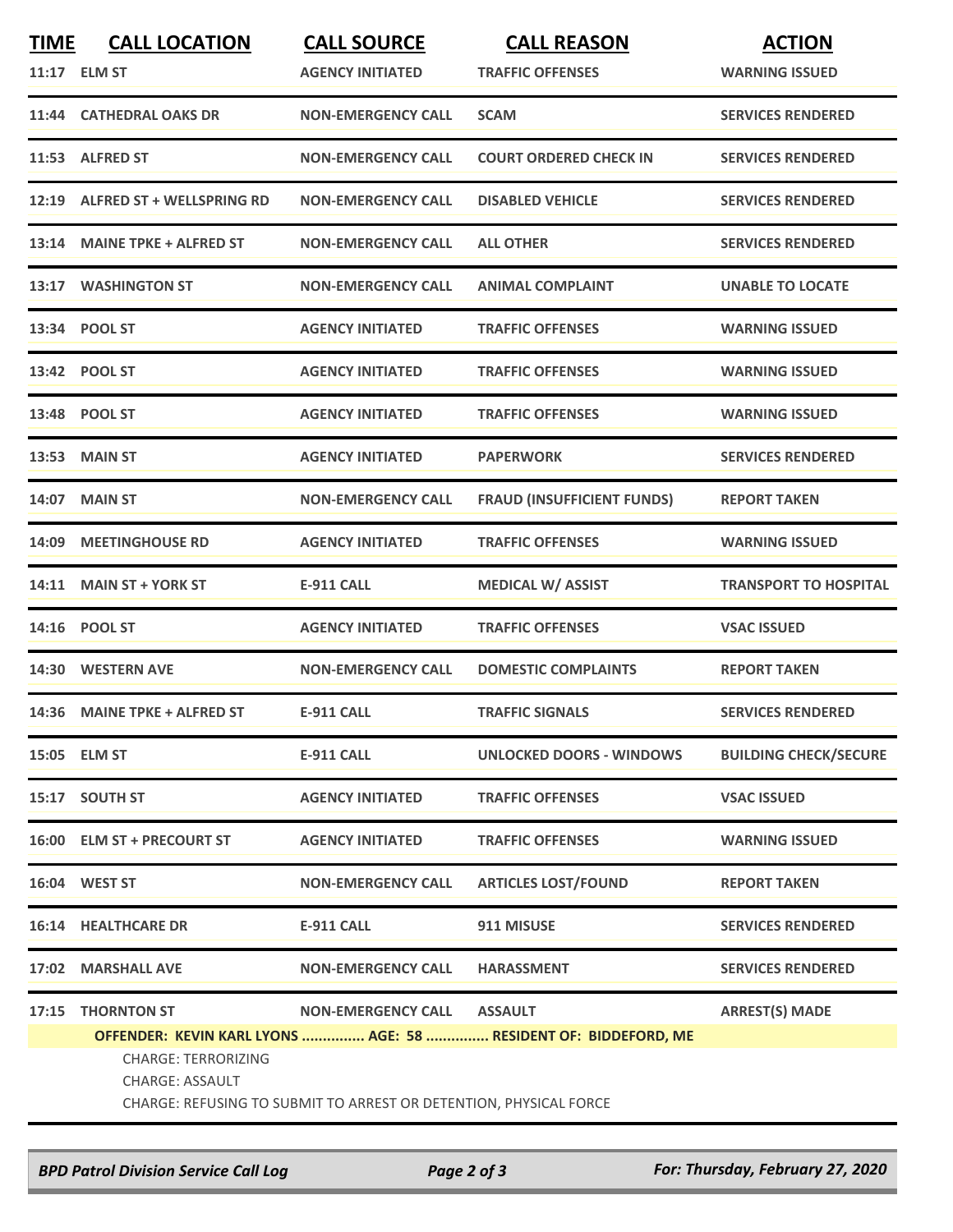| TIME | CALL LOCATION | CALL SOURCE | CALL REASON | ACTION |
|---|---|---|---|---|
| 11:17 | ELM ST | AGENCY INITIATED | TRAFFIC OFFENSES | WARNING ISSUED |
| 11:44 | CATHEDRAL OAKS DR | NON-EMERGENCY CALL | SCAM | SERVICES RENDERED |
| 11:53 | ALFRED ST | NON-EMERGENCY CALL | COURT ORDERED CHECK IN | SERVICES RENDERED |
| 12:19 | ALFRED ST + WELLSPRING RD | NON-EMERGENCY CALL | DISABLED VEHICLE | SERVICES RENDERED |
| 13:14 | MAINE TPKE + ALFRED ST | NON-EMERGENCY CALL | ALL OTHER | SERVICES RENDERED |
| 13:17 | WASHINGTON ST | NON-EMERGENCY CALL | ANIMAL COMPLAINT | UNABLE TO LOCATE |
| 13:34 | POOL ST | AGENCY INITIATED | TRAFFIC OFFENSES | WARNING ISSUED |
| 13:42 | POOL ST | AGENCY INITIATED | TRAFFIC OFFENSES | WARNING ISSUED |
| 13:48 | POOL ST | AGENCY INITIATED | TRAFFIC OFFENSES | WARNING ISSUED |
| 13:53 | MAIN ST | AGENCY INITIATED | PAPERWORK | SERVICES RENDERED |
| 14:07 | MAIN ST | NON-EMERGENCY CALL | FRAUD (INSUFFICIENT FUNDS) | REPORT TAKEN |
| 14:09 | MEETINGHOUSE RD | AGENCY INITIATED | TRAFFIC OFFENSES | WARNING ISSUED |
| 14:11 | MAIN ST + YORK ST | E-911 CALL | MEDICAL W/ ASSIST | TRANSPORT TO HOSPITAL |
| 14:16 | POOL ST | AGENCY INITIATED | TRAFFIC OFFENSES | VSAC ISSUED |
| 14:30 | WESTERN AVE | NON-EMERGENCY CALL | DOMESTIC COMPLAINTS | REPORT TAKEN |
| 14:36 | MAINE TPKE + ALFRED ST | E-911 CALL | TRAFFIC SIGNALS | SERVICES RENDERED |
| 15:05 | ELM ST | E-911 CALL | UNLOCKED DOORS - WINDOWS | BUILDING CHECK/SECURE |
| 15:17 | SOUTH ST | AGENCY INITIATED | TRAFFIC OFFENSES | VSAC ISSUED |
| 16:00 | ELM ST + PRECOURT ST | AGENCY INITIATED | TRAFFIC OFFENSES | WARNING ISSUED |
| 16:04 | WEST ST | NON-EMERGENCY CALL | ARTICLES LOST/FOUND | REPORT TAKEN |
| 16:14 | HEALTHCARE DR | E-911 CALL | 911 MISUSE | SERVICES RENDERED |
| 17:02 | MARSHALL AVE | NON-EMERGENCY CALL | HARASSMENT | SERVICES RENDERED |
| 17:15 | THORNTON ST | NON-EMERGENCY CALL | ASSAULT | ARREST(S) MADE |

**OFFENDER: KEVIN KARL LYONS ............... AGE: 58 ............... RESIDENT OF: BIDDEFORD, ME**

CHARGE: TERRORIZING
CHARGE: ASSAULT
CHARGE: REFUSING TO SUBMIT TO ARREST OR DETENTION, PHYSICAL FORCE

*BPD Patrol Division Service Call Log* — *For: Thursday, February 27, 2020*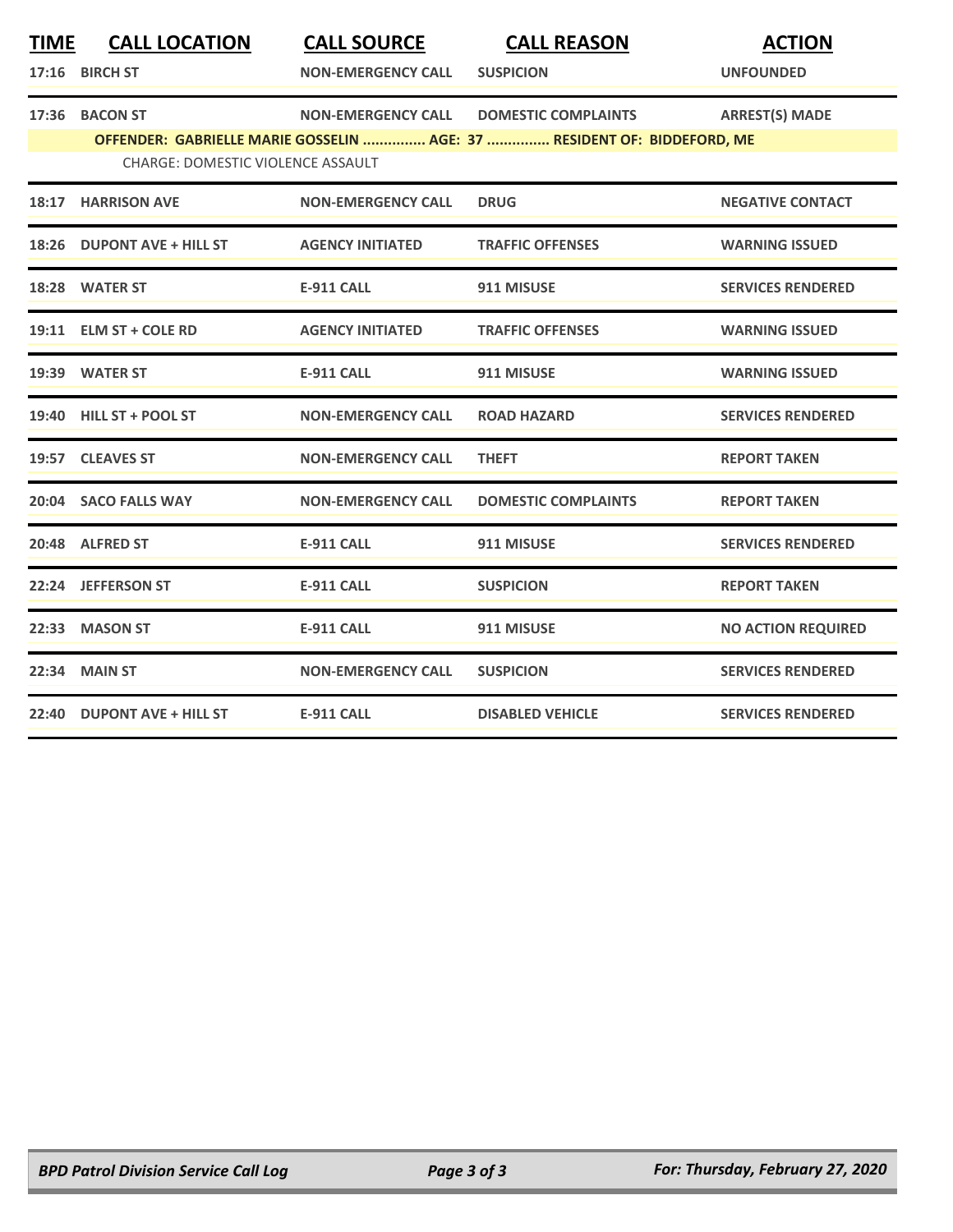| TIME | CALL LOCATION | CALL SOURCE | CALL REASON | ACTION |
|---|---|---|---|---|
| 17:16 | BIRCH ST | NON-EMERGENCY CALL | SUSPICION | UNFOUNDED |
| 17:36 | BACON ST | NON-EMERGENCY CALL | DOMESTIC COMPLAINTS | ARREST(S) MADE |
| | OFFENDER: GABRIELLE MARIE GOSSELIN ............... AGE: 37 ............... RESIDENT OF: BIDDEFORD, ME | | | |
| | CHARGE: DOMESTIC VIOLENCE ASSAULT | | | |
| 18:17 | HARRISON AVE | NON-EMERGENCY CALL | DRUG | NEGATIVE CONTACT |
| 18:26 | DUPONT AVE + HILL ST | AGENCY INITIATED | TRAFFIC OFFENSES | WARNING ISSUED |
| 18:28 | WATER ST | E-911 CALL | 911 MISUSE | SERVICES RENDERED |
| 19:11 | ELM ST + COLE RD | AGENCY INITIATED | TRAFFIC OFFENSES | WARNING ISSUED |
| 19:39 | WATER ST | E-911 CALL | 911 MISUSE | WARNING ISSUED |
| 19:40 | HILL ST + POOL ST | NON-EMERGENCY CALL | ROAD HAZARD | SERVICES RENDERED |
| 19:57 | CLEAVES ST | NON-EMERGENCY CALL | THEFT | REPORT TAKEN |
| 20:04 | SACO FALLS WAY | NON-EMERGENCY CALL | DOMESTIC COMPLAINTS | REPORT TAKEN |
| 20:48 | ALFRED ST | E-911 CALL | 911 MISUSE | SERVICES RENDERED |
| 22:24 | JEFFERSON ST | E-911 CALL | SUSPICION | REPORT TAKEN |
| 22:33 | MASON ST | E-911 CALL | 911 MISUSE | NO ACTION REQUIRED |
| 22:34 | MAIN ST | NON-EMERGENCY CALL | SUSPICION | SERVICES RENDERED |
| 22:40 | DUPONT AVE + HILL ST | E-911 CALL | DISABLED VEHICLE | SERVICES RENDERED |

*BPD Patrol Division Service Call Log* — *For: Thursday, February 27, 2020*